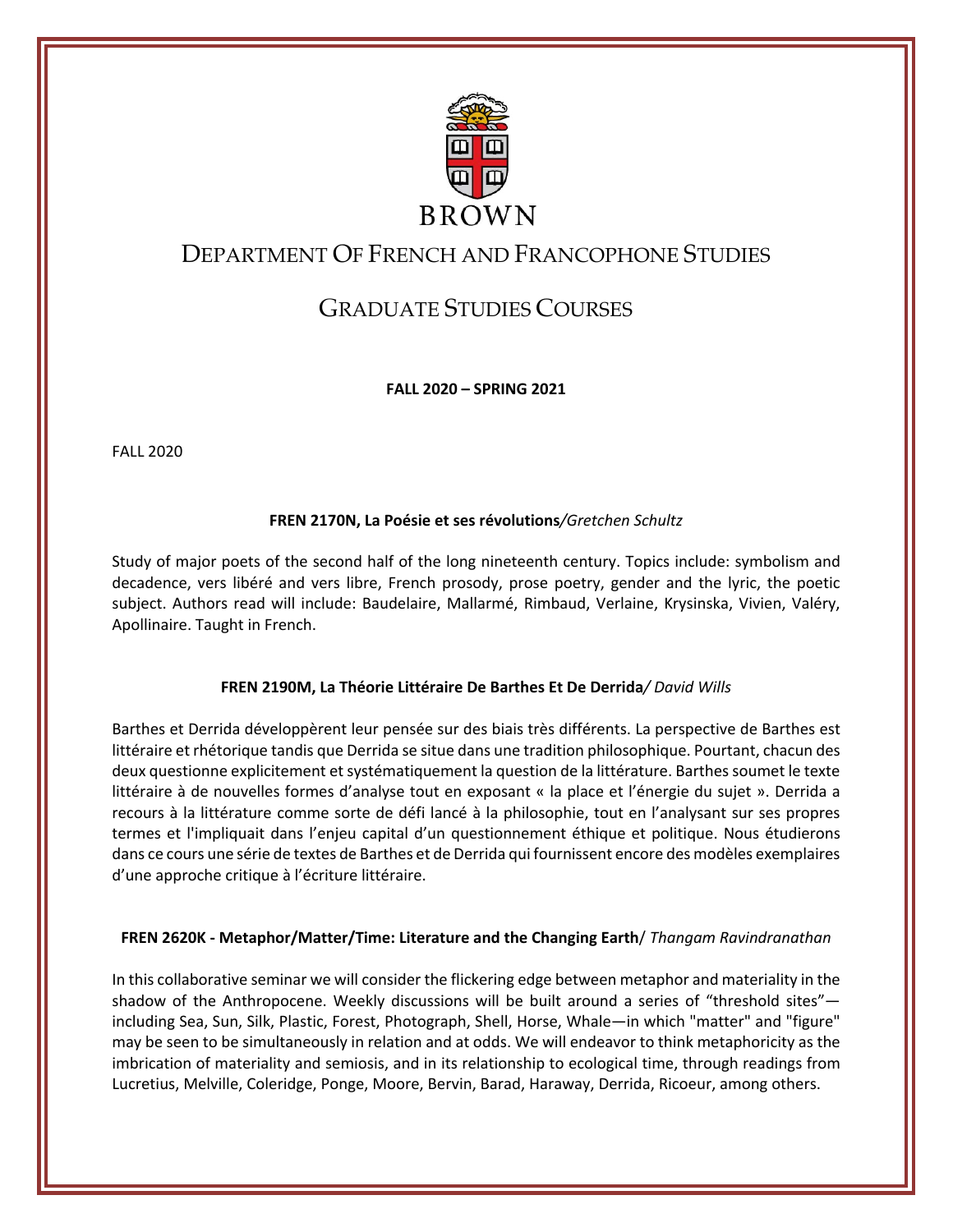BROWN

# Department Of French and Francophone Studies

## Graduate Studies Courses

**FALL 2020 – SPRING 2021**

FALL 2020

### **FREN 2170N, La Poésie et ses révolutions**/*Gretchen Schultz*

Study of major poets of the second half of the long nineteenth century. Topics include: symbolism and decadence, vers libéré and vers libre, French prosody, prose poetry, gender and the lyric, the poetic subject. Authors read will include: Baudelaire, Mallarmé, Rimbaud, Verlaine, Krysinska, Vivien, Valéry, Apollinaire. Taught in French.

### **FREN 2190M, La Théorie Littéraire De Barthes Et De Derrida**/ *David Wills*

Barthes et Derrida développèrent leur pensée sur des biais très différents. La perspective de Barthes est littéraire et rhétorique tandis que Derrida se situe dans une tradition philosophique. Pourtant, chacun des deux questionne explicitement et systématiquement la question de la littérature. Barthes soumet le texte littéraire à de nouvelles formes d'analyse tout en exposant « la place et l'énergie du sujet ». Derrida a recours à la littérature comme sorte de défi lancé à la philosophie, tout en l'analysant sur ses propres termes et l'impliquait dans l'enjeu capital d'un questionnement éthique et politique. Nous étudierons dans ce cours une série de textes de Barthes et de Derrida qui fournissent encore des modèles exemplaires d'une approche critique à l'écriture littéraire.

### **FREN 2620K - Metaphor/Matter/Time: Literature and the Changing Earth**/ *Thangam Ravindranathan*

In this collaborative seminar we will consider the flickering edge between metaphor and materiality in the shadow of the Anthropocene. Weekly discussions will be built around a series of "threshold sites"—including Sea, Sun, Silk, Plastic, Forest, Photograph, Shell, Horse, Whale—in which "matter" and "figure" may be seen to be simultaneously in relation and at odds. We will endeavor to think metaphoricity as the imbrication of materiality and semiosis, and in its relationship to ecological time, through readings from Lucretius, Melville, Coleridge, Ponge, Moore, Bervin, Barad, Haraway, Derrida, Ricoeur, among others.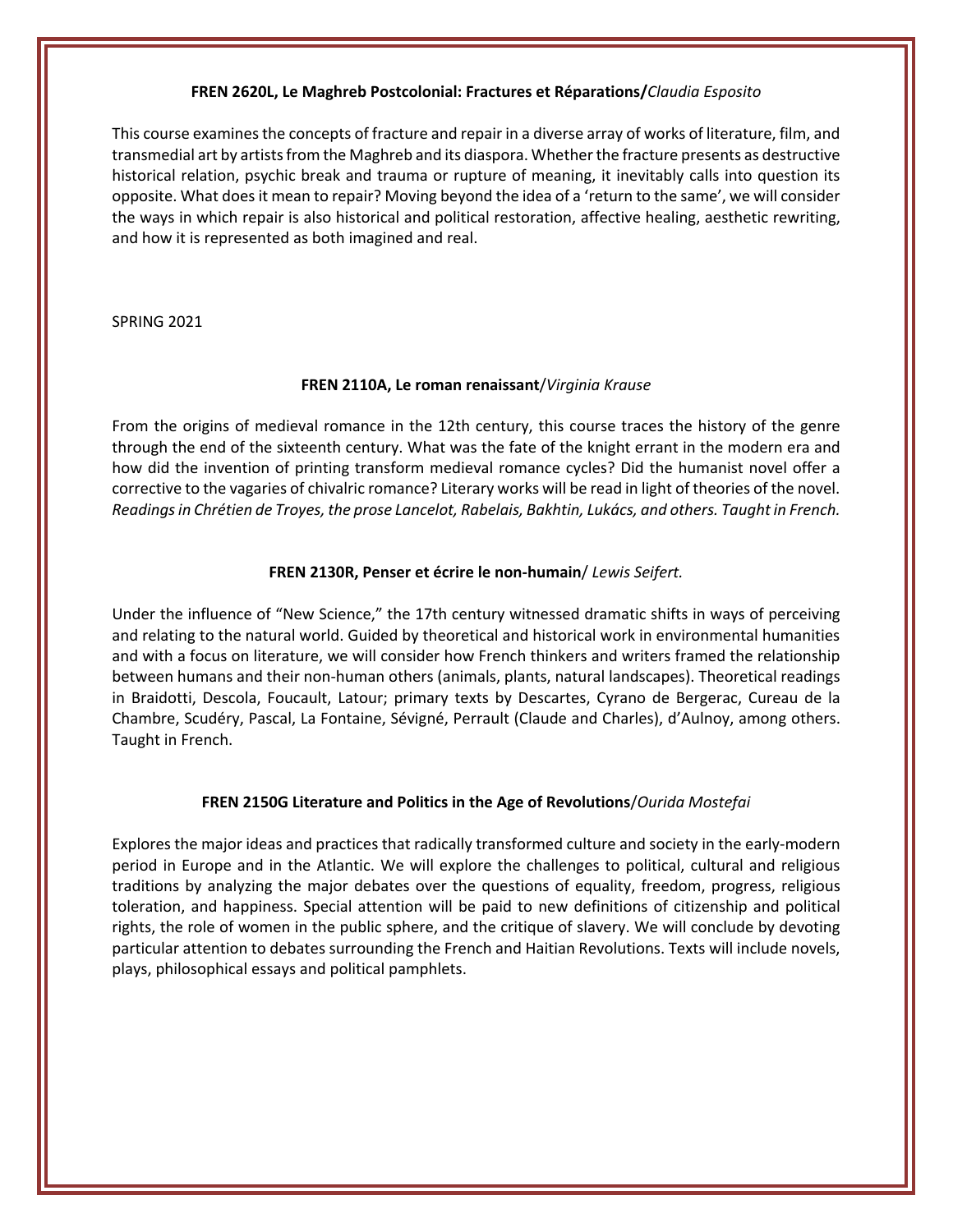**FREN 2620L, Le Maghreb Postcolonial: Fractures et Réparations/***Claudia Esposito*

This course examines the concepts of fracture and repair in a diverse array of works of literature, film, and transmedial art by artists from the Maghreb and its diaspora. Whether the fracture presents as destructive historical relation, psychic break and trauma or rupture of meaning, it inevitably calls into question its opposite. What does it mean to repair? Moving beyond the idea of a 'return to the same', we will consider the ways in which repair is also historical and political restoration, affective healing, aesthetic rewriting, and how it is represented as both imagined and real.

SPRING 2021

**FREN 2110A, Le roman renaissant**/*Virginia Krause*

From the origins of medieval romance in the 12th century, this course traces the history of the genre through the end of the sixteenth century. What was the fate of the knight errant in the modern era and how did the invention of printing transform medieval romance cycles? Did the humanist novel offer a corrective to the vagaries of chivalric romance? Literary works will be read in light of theories of the novel. *Readings in Chrétien de Troyes, the prose Lancelot, Rabelais, Bakhtin, Lukács, and others. Taught in French.*

**FREN 2130R, Penser et écrire le non-humain**/ *Lewis Seifert.*

Under the influence of "New Science," the 17th century witnessed dramatic shifts in ways of perceiving and relating to the natural world. Guided by theoretical and historical work in environmental humanities and with a focus on literature, we will consider how French thinkers and writers framed the relationship between humans and their non-human others (animals, plants, natural landscapes). Theoretical readings in Braidotti, Descola, Foucault, Latour; primary texts by Descartes, Cyrano de Bergerac, Cureau de la Chambre, Scudéry, Pascal, La Fontaine, Sévigné, Perrault (Claude and Charles), d'Aulnoy, among others. Taught in French.

**FREN 2150G Literature and Politics in the Age of Revolutions**/*Ourida Mostefai*

Explores the major ideas and practices that radically transformed culture and society in the early-modern period in Europe and in the Atlantic. We will explore the challenges to political, cultural and religious traditions by analyzing the major debates over the questions of equality, freedom, progress, religious toleration, and happiness. Special attention will be paid to new definitions of citizenship and political rights, the role of women in the public sphere, and the critique of slavery. We will conclude by devoting particular attention to debates surrounding the French and Haitian Revolutions. Texts will include novels, plays, philosophical essays and political pamphlets.